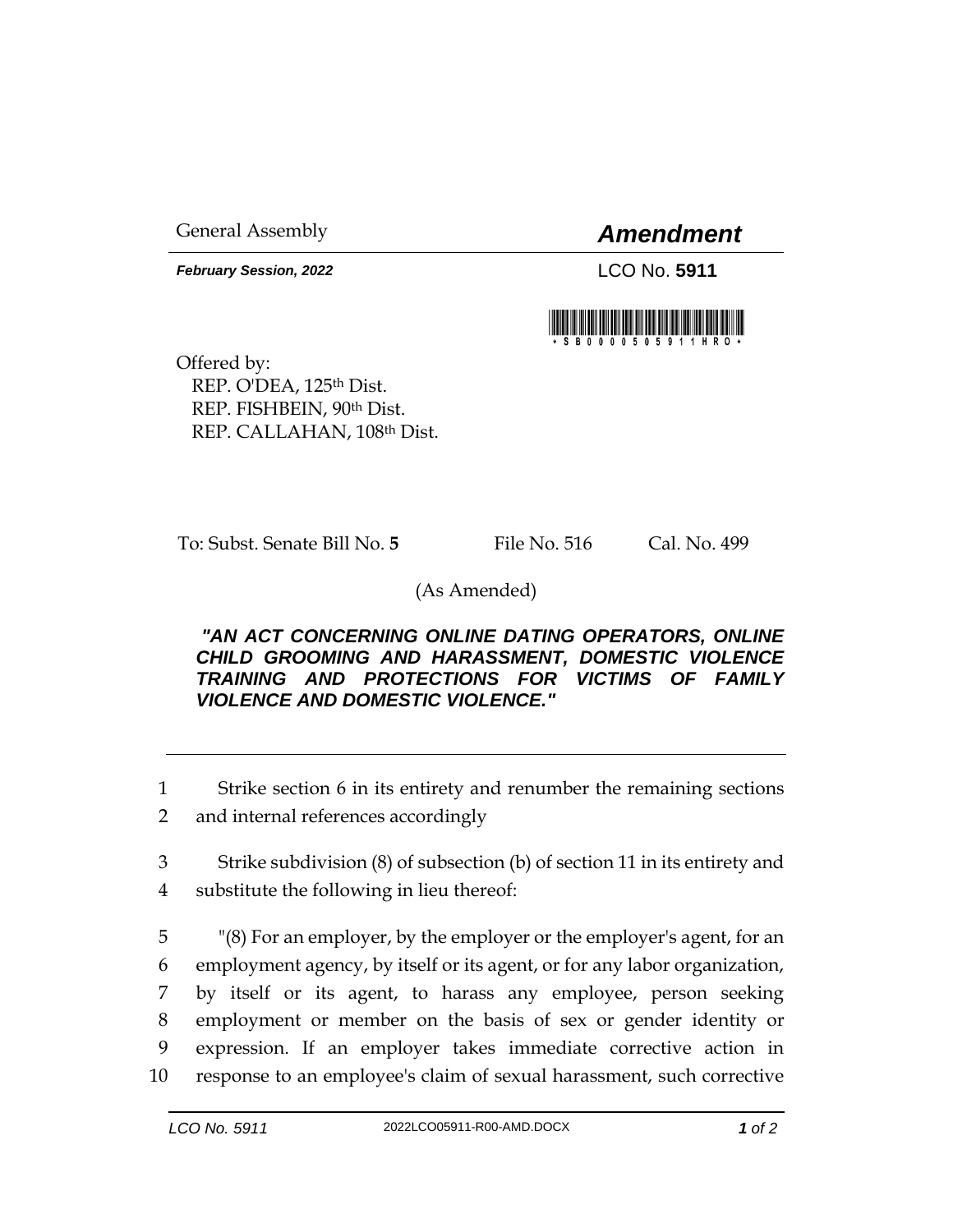General Assembly

# *Amendment*

***February Session, 2022***

LCO No. **5911**

*SB0000505911HRO*

Offered by:
REP. O'DEA, 125th Dist.
REP. FISHBEIN, 90th Dist.
REP. CALLAHAN, 108th Dist.

To: Subst. Senate Bill No. **5** File No. 516 Cal. No. 499

(As Amended)

***"AN ACT CONCERNING ONLINE DATING OPERATORS, ONLINE CHILD GROOMING AND HARASSMENT, DOMESTIC VIOLENCE TRAINING AND PROTECTIONS FOR VICTIMS OF FAMILY VIOLENCE AND DOMESTIC VIOLENCE."***

1 Strike section 6 in its entirety and renumber the remaining sections
2 and internal references accordingly

3 Strike subdivision (8) of subsection (b) of section 11 in its entirety and
4 substitute the following in lieu thereof:

5 "(8) For an employer, by the employer or the employer's agent, for an
6 employment agency, by itself or its agent, or for any labor organization,
7 by itself or its agent, to harass any employee, person seeking
8 employment or member on the basis of sex or gender identity or
9 expression. If an employer takes immediate corrective action in
10 response to an employee's claim of sexual harassment, such corrective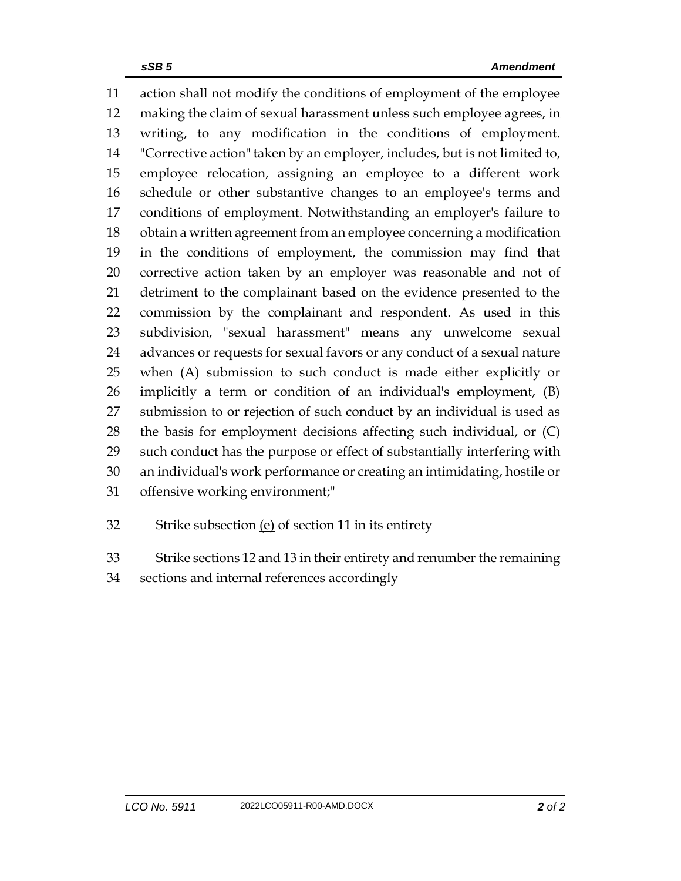action shall not modify the conditions of employment of the employee making the claim of sexual harassment unless such employee agrees, in writing, to any modification in the conditions of employment. "Corrective action" taken by an employer, includes, but is not limited to, employee relocation, assigning an employee to a different work schedule or other substantive changes to an employee's terms and conditions of employment. Notwithstanding an employer's failure to obtain a written agreement from an employee concerning a modification in the conditions of employment, the commission may find that corrective action taken by an employer was reasonable and not of detriment to the complainant based on the evidence presented to the commission by the complainant and respondent. As used in this subdivision, "sexual harassment" means any unwelcome sexual advances or requests for sexual favors or any conduct of a sexual nature when (A) submission to such conduct is made either explicitly or implicitly a term or condition of an individual's employment, (B) submission to or rejection of such conduct by an individual is used as the basis for employment decisions affecting such individual, or (C) such conduct has the purpose or effect of substantially interfering with an individual's work performance or creating an intimidating, hostile or offensive working environment;"

Strike subsection (e) of section 11 in its entirety

Strike sections 12 and 13 in their entirety and renumber the remaining sections and internal references accordingly